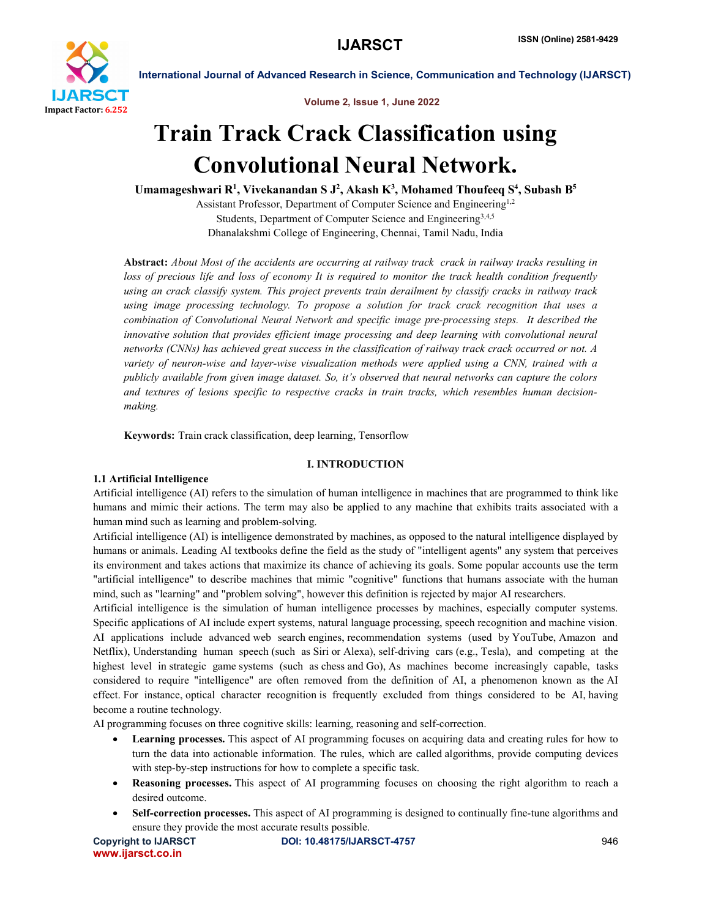# Train Track Crack Classification using Convolutional Neural Network.

**Umamageshwari R[1], Vivekanandan S J[2], Akash K[3], Mohamed Thoufeeq S[4], Subash B[5]**

Assistant Professor, Department of Computer Science and Engineering[1,2]
Students, Department of Computer Science and Engineering[3,4,5]
Dhanalakshmi College of Engineering, Chennai, Tamil Nadu, India

**Abstract:** *About Most of the accidents are occurring at railway track crack in railway tracks resulting in loss of precious life and loss of economy It is required to monitor the track health condition frequently using an crack classify system. This project prevents train derailment by classify cracks in railway track using image processing technology. To propose a solution for track crack recognition that uses a combination of Convolutional Neural Network and specific image pre-processing steps. It described the innovative solution that provides efficient image processing and deep learning with convolutional neural networks (CNNs) has achieved great success in the classification of railway track crack occurred or not. A variety of neuron-wise and layer-wise visualization methods were applied using a CNN, trained with a publicly available from given image dataset. So, it's observed that neural networks can capture the colors and textures of lesions specific to respective cracks in train tracks, which resembles human decision-making.*

**Keywords:** Train crack classification, deep learning, Tensorflow

## I. INTRODUCTION

### 1.1 Artificial Intelligence

Artificial intelligence (AI) refers to the simulation of human intelligence in machines that are programmed to think like humans and mimic their actions. The term may also be applied to any machine that exhibits traits associated with a human mind such as learning and problem-solving.

Artificial intelligence (AI) is intelligence demonstrated by machines, as opposed to the natural intelligence displayed by humans or animals. Leading AI textbooks define the field as the study of "intelligent agents" any system that perceives its environment and takes actions that maximize its chance of achieving its goals. Some popular accounts use the term "artificial intelligence" to describe machines that mimic "cognitive" functions that humans associate with the human mind, such as "learning" and "problem solving", however this definition is rejected by major AI researchers.

Artificial intelligence is the simulation of human intelligence processes by machines, especially computer systems. Specific applications of AI include expert systems, natural language processing, speech recognition and machine vision. AI applications include advanced web search engines, recommendation systems (used by YouTube, Amazon and Netflix), Understanding human speech (such as Siri or Alexa), self-driving cars (e.g., Tesla), and competing at the highest level in strategic game systems (such as chess and Go), As machines become increasingly capable, tasks considered to require "intelligence" are often removed from the definition of AI, a phenomenon known as the AI effect. For instance, optical character recognition is frequently excluded from things considered to be AI, having become a routine technology.

AI programming focuses on three cognitive skills: learning, reasoning and self-correction.

- **Learning processes.** This aspect of AI programming focuses on acquiring data and creating rules for how to turn the data into actionable information. The rules, which are called algorithms, provide computing devices with step-by-step instructions for how to complete a specific task.
- **Reasoning processes.** This aspect of AI programming focuses on choosing the right algorithm to reach a desired outcome.
- **Self-correction processes.** This aspect of AI programming is designed to continually fine-tune algorithms and ensure they provide the most accurate results possible.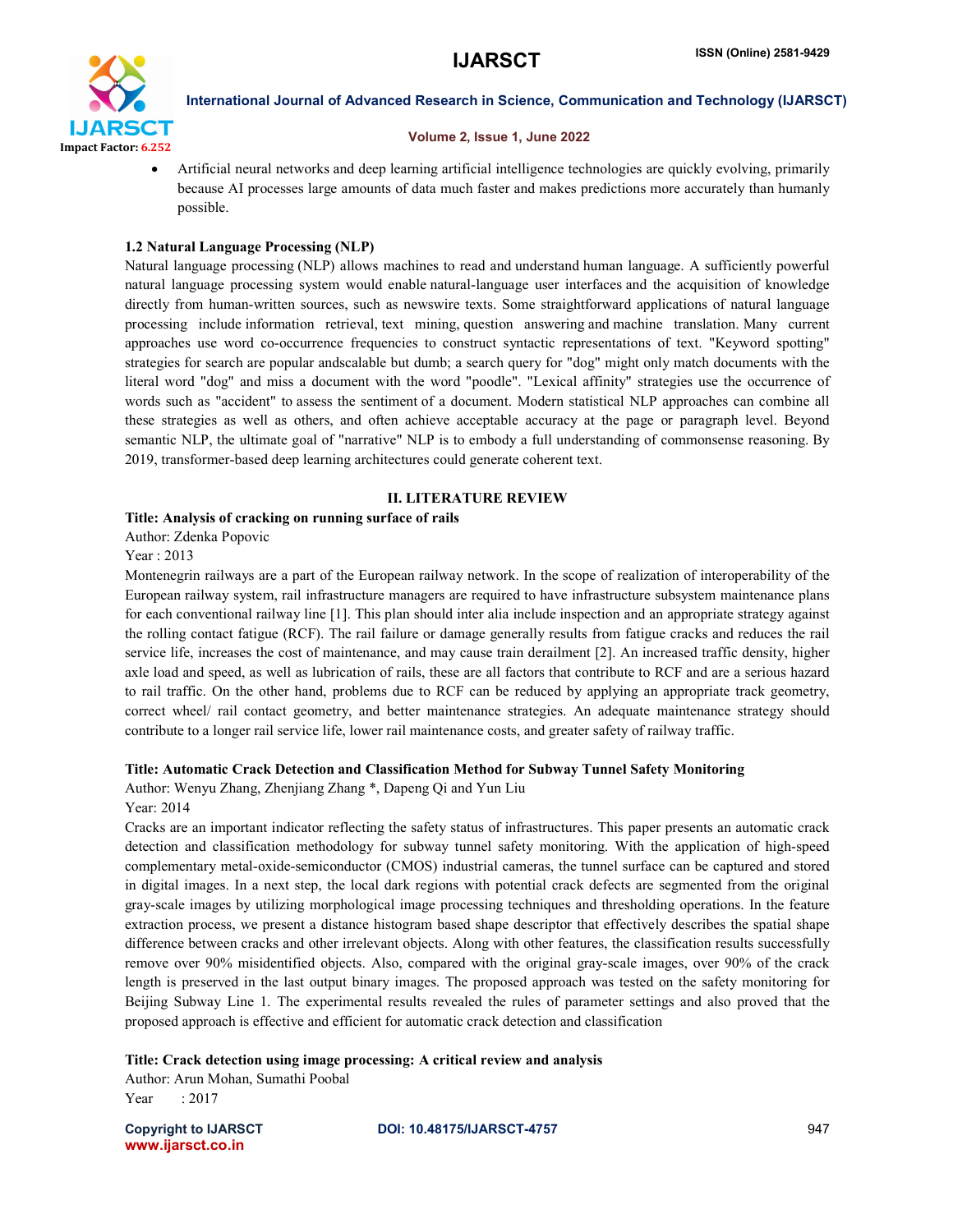- Artificial neural networks and deep learning artificial intelligence technologies are quickly evolving, primarily because AI processes large amounts of data much faster and makes predictions more accurately than humanly possible.

### 1.2 Natural Language Processing (NLP)

Natural language processing (NLP) allows machines to read and understand human language. A sufficiently powerful natural language processing system would enable natural-language user interfaces and the acquisition of knowledge directly from human-written sources, such as newswire texts. Some straightforward applications of natural language processing include information retrieval, text mining, question answering and machine translation. Many current approaches use word co-occurrence frequencies to construct syntactic representations of text. "Keyword spotting" strategies for search are popular andscalable but dumb; a search query for "dog" might only match documents with the literal word "dog" and miss a document with the word "poodle". "Lexical affinity" strategies use the occurrence of words such as "accident" to assess the sentiment of a document. Modern statistical NLP approaches can combine all these strategies as well as others, and often achieve acceptable accuracy at the page or paragraph level. Beyond semantic NLP, the ultimate goal of "narrative" NLP is to embody a full understanding of commonsense reasoning. By 2019, transformer-based deep learning architectures could generate coherent text.

## II. LITERATURE REVIEW

**Title: Analysis of cracking on running surface of rails**

Author: Zdenka Popovic

Year : 2013

Montenegrin railways are a part of the European railway network. In the scope of realization of interoperability of the European railway system, rail infrastructure managers are required to have infrastructure subsystem maintenance plans for each conventional railway line [1]. This plan should inter alia include inspection and an appropriate strategy against the rolling contact fatigue (RCF). The rail failure or damage generally results from fatigue cracks and reduces the rail service life, increases the cost of maintenance, and may cause train derailment [2]. An increased traffic density, higher axle load and speed, as well as lubrication of rails, these are all factors that contribute to RCF and are a serious hazard to rail traffic. On the other hand, problems due to RCF can be reduced by applying an appropriate track geometry, correct wheel/ rail contact geometry, and better maintenance strategies. An adequate maintenance strategy should contribute to a longer rail service life, lower rail maintenance costs, and greater safety of railway traffic.

**Title: Automatic Crack Detection and Classification Method for Subway Tunnel Safety Monitoring**

Author: Wenyu Zhang, Zhenjiang Zhang *, Dapeng Qi and Yun Liu

Year: 2014

Cracks are an important indicator reflecting the safety status of infrastructures. This paper presents an automatic crack detection and classification methodology for subway tunnel safety monitoring. With the application of high-speed complementary metal-oxide-semiconductor (CMOS) industrial cameras, the tunnel surface can be captured and stored in digital images. In a next step, the local dark regions with potential crack defects are segmented from the original gray-scale images by utilizing morphological image processing techniques and thresholding operations. In the feature extraction process, we present a distance histogram based shape descriptor that effectively describes the spatial shape difference between cracks and other irrelevant objects. Along with other features, the classification results successfully remove over 90% misidentified objects. Also, compared with the original gray-scale images, over 90% of the crack length is preserved in the last output binary images. The proposed approach was tested on the safety monitoring for Beijing Subway Line 1. The experimental results revealed the rules of parameter settings and also proved that the proposed approach is effective and efficient for automatic crack detection and classification

**Title: Crack detection using image processing: A critical review and analysis**

Author: Arun Mohan, Sumathi Poobal

Year : 2017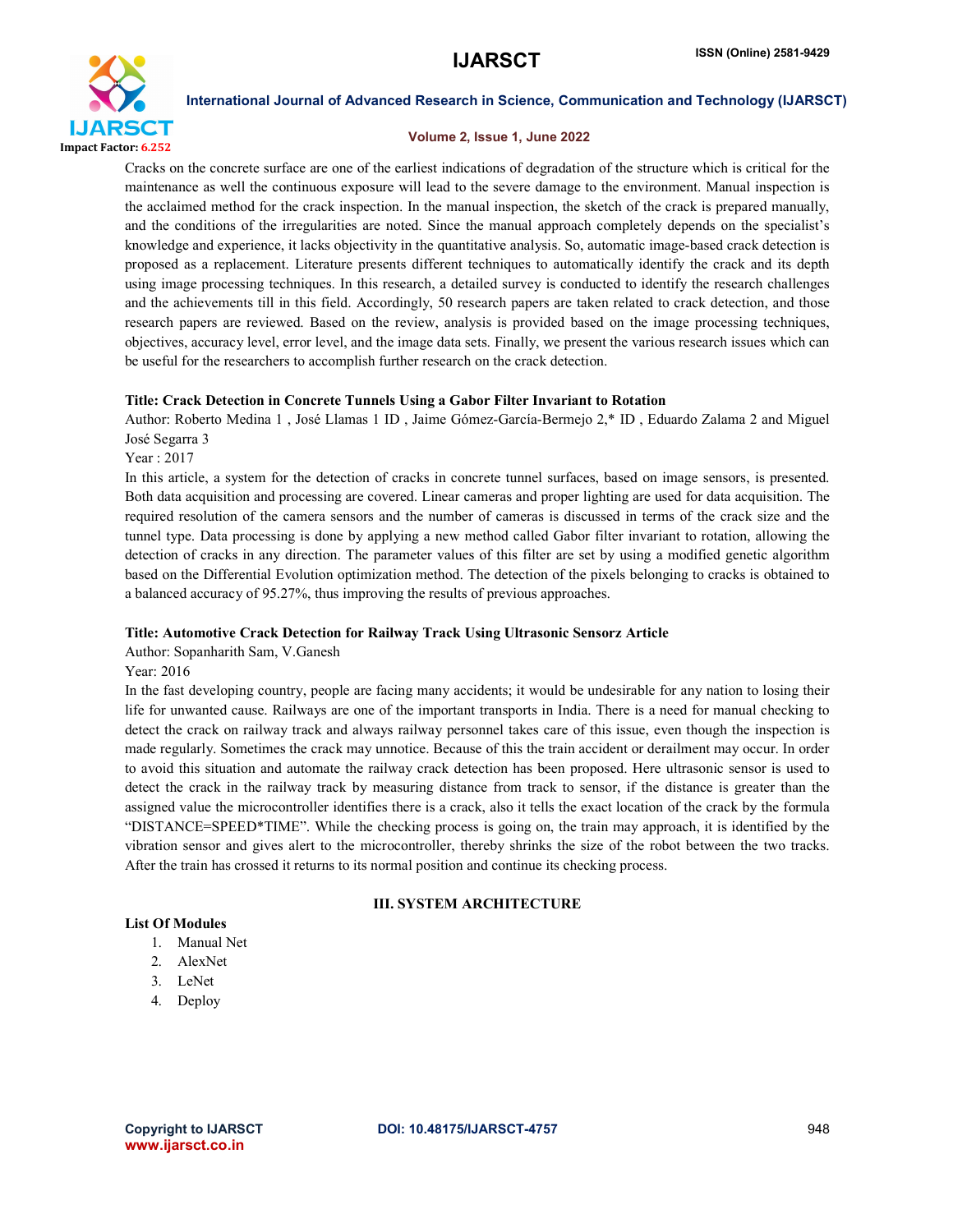Cracks on the concrete surface are one of the earliest indications of degradation of the structure which is critical for the maintenance as well the continuous exposure will lead to the severe damage to the environment. Manual inspection is the acclaimed method for the crack inspection. In the manual inspection, the sketch of the crack is prepared manually, and the conditions of the irregularities are noted. Since the manual approach completely depends on the specialist's knowledge and experience, it lacks objectivity in the quantitative analysis. So, automatic image-based crack detection is proposed as a replacement. Literature presents different techniques to automatically identify the crack and its depth using image processing techniques. In this research, a detailed survey is conducted to identify the research challenges and the achievements till in this field. Accordingly, 50 research papers are taken related to crack detection, and those research papers are reviewed. Based on the review, analysis is provided based on the image processing techniques, objectives, accuracy level, error level, and the image data sets. Finally, we present the various research issues which can be useful for the researchers to accomplish further research on the crack detection.

**Title: Crack Detection in Concrete Tunnels Using a Gabor Filter Invariant to Rotation**

Author: Roberto Medina 1 , José Llamas 1 ID , Jaime Gómez-García-Bermejo 2,* ID , Eduardo Zalama 2 and Miguel José Segarra 3

Year : 2017

In this article, a system for the detection of cracks in concrete tunnel surfaces, based on image sensors, is presented. Both data acquisition and processing are covered. Linear cameras and proper lighting are used for data acquisition. The required resolution of the camera sensors and the number of cameras is discussed in terms of the crack size and the tunnel type. Data processing is done by applying a new method called Gabor filter invariant to rotation, allowing the detection of cracks in any direction. The parameter values of this filter are set by using a modified genetic algorithm based on the Differential Evolution optimization method. The detection of the pixels belonging to cracks is obtained to a balanced accuracy of 95.27%, thus improving the results of previous approaches.

**Title: Automotive Crack Detection for Railway Track Using Ultrasonic Sensorz Article**

Author: Sopanharith Sam, V.Ganesh

Year: 2016

In the fast developing country, people are facing many accidents; it would be undesirable for any nation to losing their life for unwanted cause. Railways are one of the important transports in India. There is a need for manual checking to detect the crack on railway track and always railway personnel takes care of this issue, even though the inspection is made regularly. Sometimes the crack may unnotice. Because of this the train accident or derailment may occur. In order to avoid this situation and automate the railway crack detection has been proposed. Here ultrasonic sensor is used to detect the crack in the railway track by measuring distance from track to sensor, if the distance is greater than the assigned value the microcontroller identifies there is a crack, also it tells the exact location of the crack by the formula "DISTANCE=SPEED*TIME". While the checking process is going on, the train may approach, it is identified by the vibration sensor and gives alert to the microcontroller, thereby shrinks the size of the robot between the two tracks. After the train has crossed it returns to its normal position and continue its checking process.

## III. SYSTEM ARCHITECTURE

**List Of Modules**

1. Manual Net
2. AlexNet
3. LeNet
4. Deploy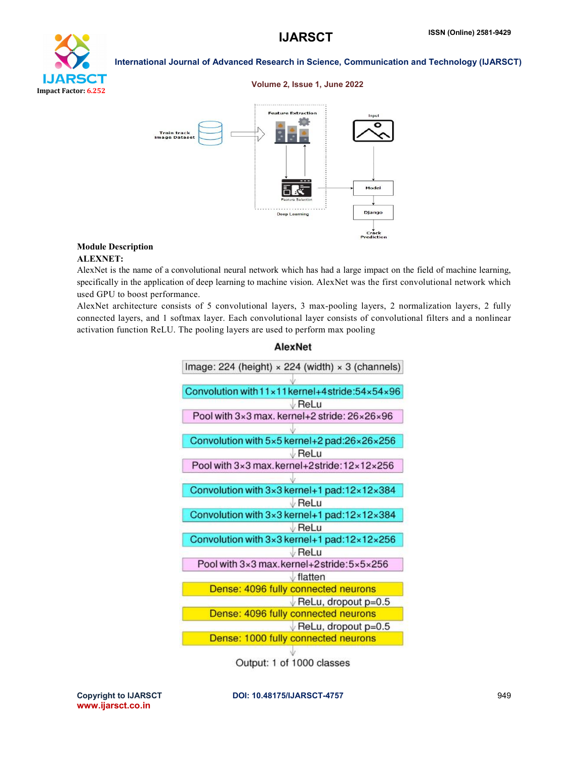Train track Image Dataset

Feature Extraction

Feature Selection

Deep Learning

Input

Model

Django

Crack Prediction

**Module Description**

**ALEXNET:**

AlexNet is the name of a convolutional neural network which has had a large impact on the field of machine learning, specifically in the application of deep learning to machine vision. AlexNet was the first convolutional network which used GPU to boost performance.

AlexNet architecture consists of 5 convolutional layers, 3 max-pooling layers, 2 normalization layers, 2 fully connected layers, and 1 softmax layer. Each convolutional layer consists of convolutional filters and a nonlinear activation function ReLU. The pooling layers are used to perform max pooling

**AlexNet**

Image: 224 (height) × 224 (width) × 3 (channels)

Convolution with 11×11 kernel+4 stride: 54×54×96

ReLu

Pool with 3×3 max. kernel+2 stride: 26×26×96

Convolution with 5×5 kernel+2 pad: 26×26×256

ReLu

Pool with 3×3 max. kernel+2 stride: 12×12×256

Convolution with 3×3 kernel+1 pad: 12×12×384

ReLu

Convolution with 3×3 kernel+1 pad: 12×12×384

ReLu

Convolution with 3×3 kernel+1 pad: 12×12×256

ReLu

Pool with 3×3 max. kernel+2 stride: 5×5×256

flatten

Dense: 4096 fully connected neurons

ReLu, dropout p=0.5

Dense: 4096 fully connected neurons

ReLu, dropout p=0.5

Dense: 1000 fully connected neurons

Output: 1 of 1000 classes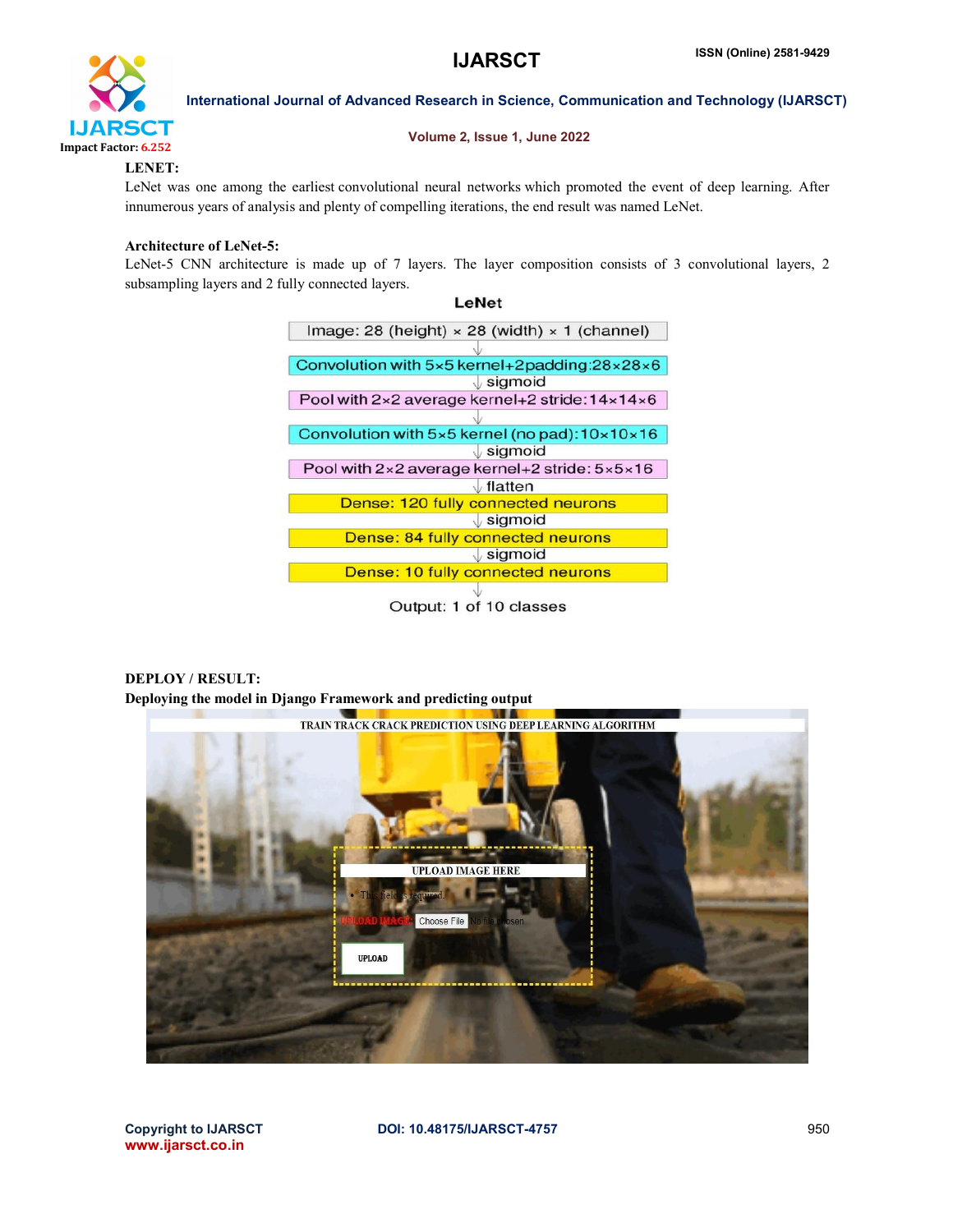**LENET:**

LeNet was one among the earliest convolutional neural networks which promoted the event of deep learning. After innumerous years of analysis and plenty of compelling iterations, the end result was named LeNet.

**Architecture of LeNet-5:**

LeNet-5 CNN architecture is made up of 7 layers. The layer composition consists of 3 convolutional layers, 2 subsampling layers and 2 fully connected layers.

LeNet

Image: 28 (height) × 28 (width) × 1 (channel)

↓

Convolution with 5×5 kernel+2padding:28×28×6

↓ sigmoid

Pool with 2×2 average kernel+2 stride:14×14×6

↓

Convolution with 5×5 kernel (no pad):10×10×16

↓ sigmoid

Pool with 2×2 average kernel+2 stride: 5×5×16

↓ flatten

Dense: 120 fully connected neurons

↓ sigmoid

Dense: 84 fully connected neurons

↓ sigmoid

Dense: 10 fully connected neurons

↓

Output: 1 of 10 classes

**DEPLOY / RESULT:**

**Deploying the model in Django Framework and predicting output**

TRAIN TRACK CRACK PREDICTION USING DEEP LEARNING ALGORITHM

UPLOAD IMAGE HERE

- This field is required.

UPLOAD IMAGE: Choose File No file chosen

UPLOAD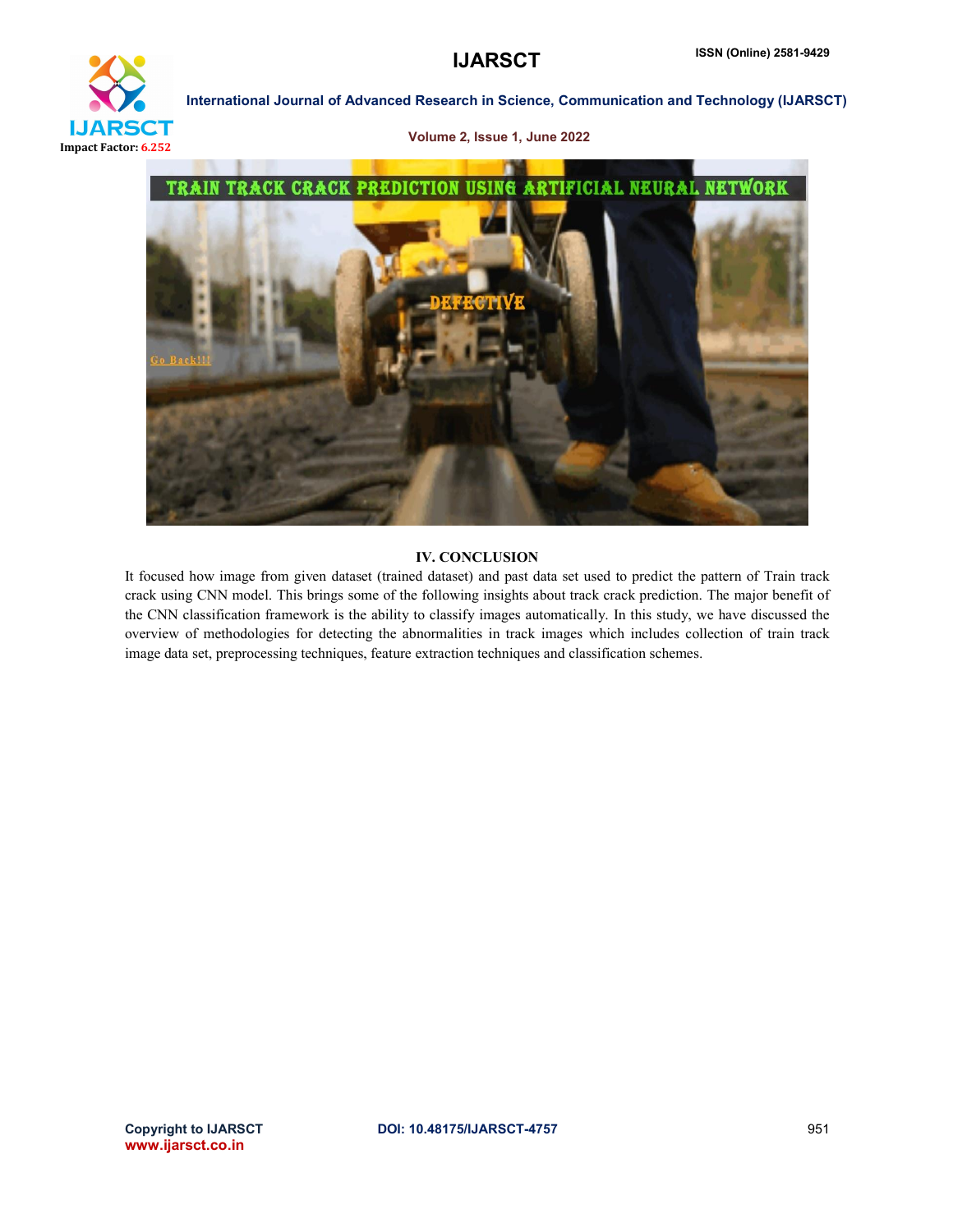## IV. CONCLUSION

It focused how image from given dataset (trained dataset) and past data set used to predict the pattern of Train track crack using CNN model. This brings some of the following insights about track crack prediction. The major benefit of the CNN classification framework is the ability to classify images automatically. In this study, we have discussed the overview of methodologies for detecting the abnormalities in track images which includes collection of train track image data set, preprocessing techniques, feature extraction techniques and classification schemes.